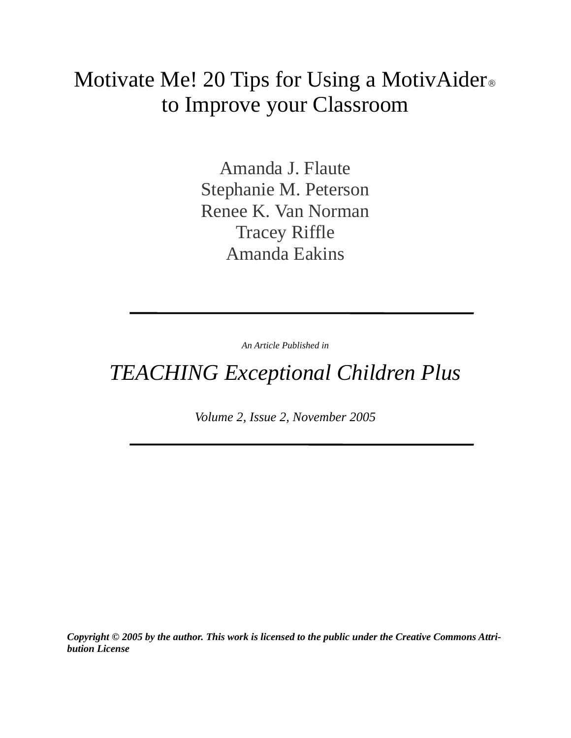# Motivate Me! 20 Tips for Using a MotivAider® to Improve your Classroom

Amanda J. Flaute
Stephanie M. Peterson
Renee K. Van Norman
Tracey Riffle
Amanda Eakins

---

*An Article Published in*

*TEACHING Exceptional Children Plus*

*Volume 2, Issue 2, November 2005*

---

***Copyright © 2005 by the author. This work is licensed to the public under the Creative Commons Attribution License***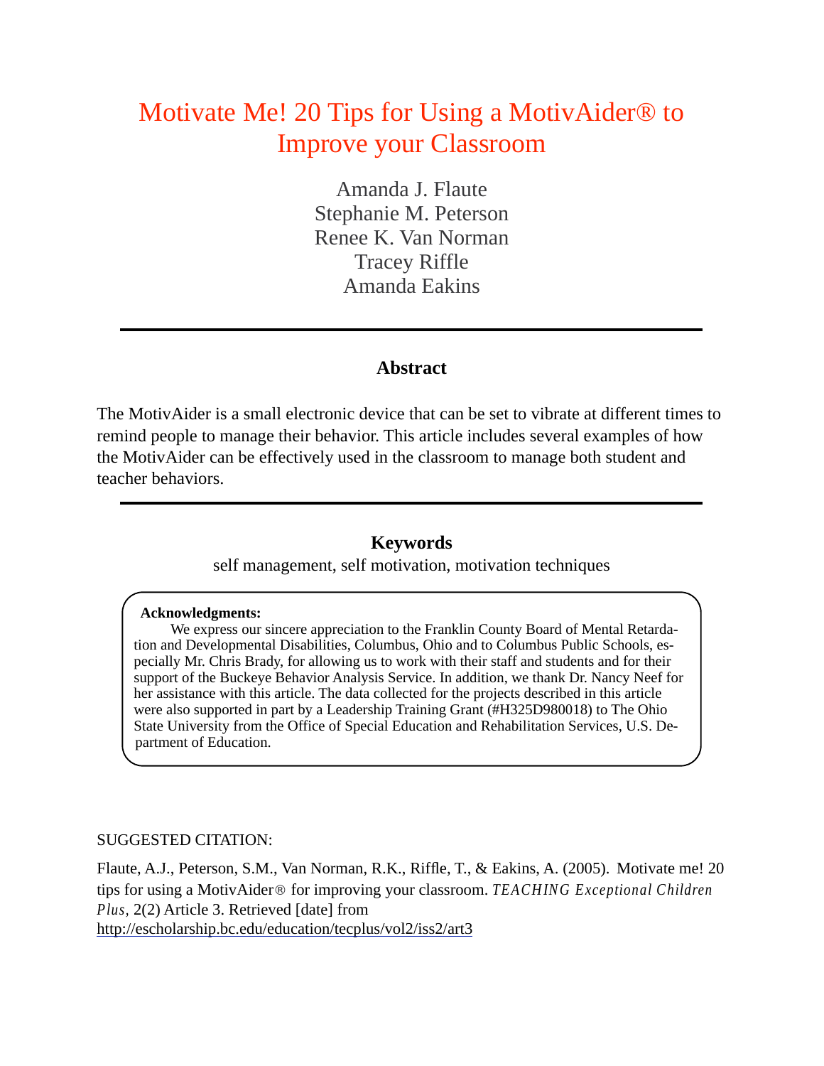# Motivate Me! 20 Tips for Using a MotivAider® to Improve your Classroom

Amanda J. Flaute
Stephanie M. Peterson
Renee K. Van Norman
Tracey Riffle
Amanda Eakins

---

## Abstract

The MotivAider is a small electronic device that can be set to vibrate at different times to remind people to manage their behavior. This article includes several examples of how the MotivAider can be effectively used in the classroom to manage both student and teacher behaviors.

---

## Keywords

self management, self motivation, motivation techniques

**Acknowledgments:**

We express our sincere appreciation to the Franklin County Board of Mental Retardation and Developmental Disabilities, Columbus, Ohio and to Columbus Public Schools, especially Mr. Chris Brady, for allowing us to work with their staff and students and for their support of the Buckeye Behavior Analysis Service. In addition, we thank Dr. Nancy Neef for her assistance with this article. The data collected for the projects described in this article were also supported in part by a Leadership Training Grant (#H325D980018) to The Ohio State University from the Office of Special Education and Rehabilitation Services, U.S. Department of Education.

SUGGESTED CITATION:

Flaute, A.J., Peterson, S.M., Van Norman, R.K., Riffle, T., & Eakins, A. (2005). Motivate me! 20 tips for using a MotivAider® for improving your classroom. *TEACHING Exceptional Children Plus,* 2(2) Article 3. Retrieved [date] from http://escholarship.bc.edu/education/tecplus/vol2/iss2/art3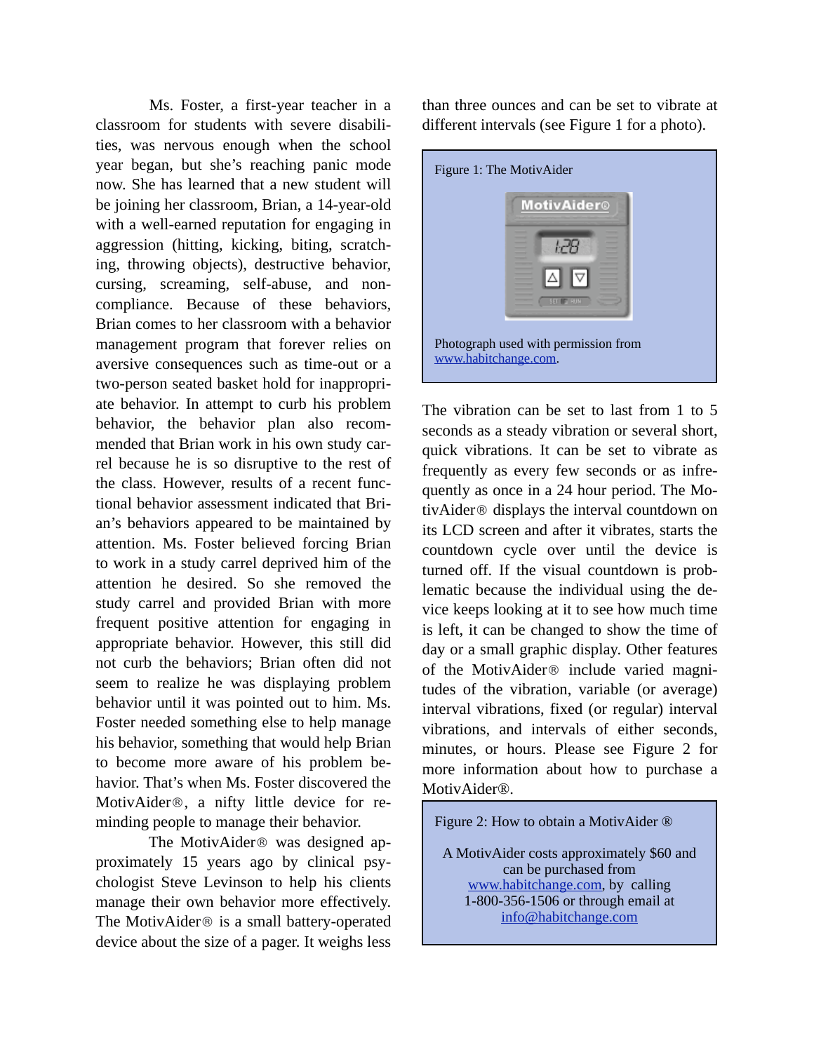Ms. Foster, a first-year teacher in a classroom for students with severe disabilities, was nervous enough when the school year began, but she's reaching panic mode now. She has learned that a new student will be joining her classroom, Brian, a 14-year-old with a well-earned reputation for engaging in aggression (hitting, kicking, biting, scratching, throwing objects), destructive behavior, cursing, screaming, self-abuse, and noncompliance. Because of these behaviors, Brian comes to her classroom with a behavior management program that forever relies on aversive consequences such as time-out or a two-person seated basket hold for inappropriate behavior. In attempt to curb his problem behavior, the behavior plan also recommended that Brian work in his own study carrel because he is so disruptive to the rest of the class. However, results of a recent functional behavior assessment indicated that Brian's behaviors appeared to be maintained by attention. Ms. Foster believed forcing Brian to work in a study carrel deprived him of the attention he desired. So she removed the study carrel and provided Brian with more frequent positive attention for engaging in appropriate behavior. However, this still did not curb the behaviors; Brian often did not seem to realize he was displaying problem behavior until it was pointed out to him. Ms. Foster needed something else to help manage his behavior, something that would help Brian to become more aware of his problem behavior. That's when Ms. Foster discovered the MotivAider®, a nifty little device for reminding people to manage their behavior.

The MotivAider® was designed approximately 15 years ago by clinical psychologist Steve Levinson to help his clients manage their own behavior more effectively. The MotivAider® is a small battery-operated device about the size of a pager. It weighs less than three ounces and can be set to vibrate at different intervals (see Figure 1 for a photo).

Figure 1: The MotivAider

Photograph used with permission from www.habitchange.com.

The vibration can be set to last from 1 to 5 seconds as a steady vibration or several short, quick vibrations. It can be set to vibrate as frequently as every few seconds or as infrequently as once in a 24 hour period. The MotivAider® displays the interval countdown on its LCD screen and after it vibrates, starts the countdown cycle over until the device is turned off. If the visual countdown is problematic because the individual using the device keeps looking at it to see how much time is left, it can be changed to show the time of day or a small graphic display. Other features of the MotivAider® include varied magnitudes of the vibration, variable (or average) interval vibrations, fixed (or regular) interval vibrations, and intervals of either seconds, minutes, or hours. Please see Figure 2 for more information about how to purchase a MotivAider®.

Figure 2: How to obtain a MotivAider ®

A MotivAider costs approximately $60 and can be purchased from www.habitchange.com, by calling 1-800-356-1506 or through email at info@habitchange.com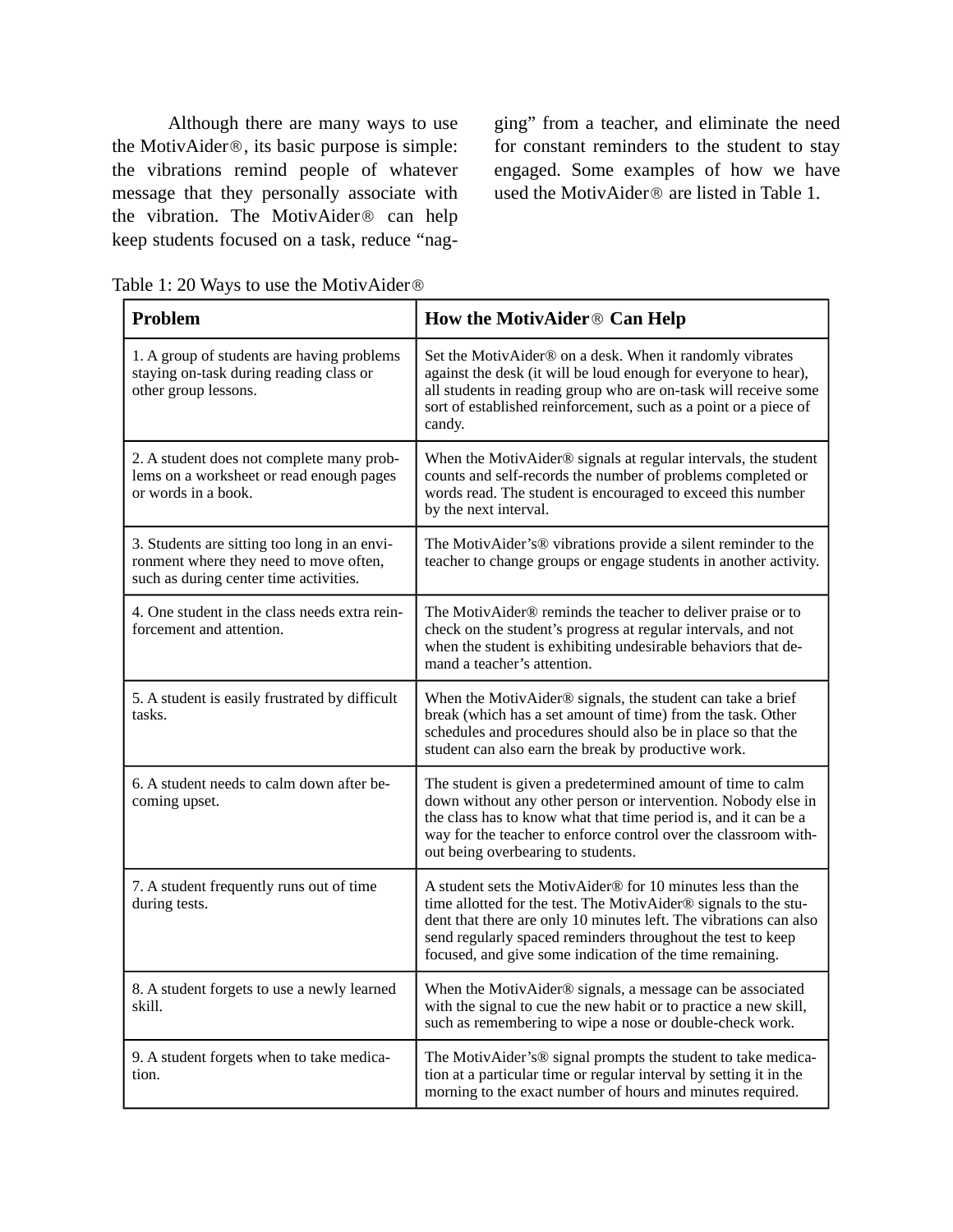Although there are many ways to use the MotivAider®, its basic purpose is simple: the vibrations remind people of whatever message that they personally associate with the vibration. The MotivAider® can help keep students focused on a task, reduce "nagging" from a teacher, and eliminate the need for constant reminders to the student to stay engaged. Some examples of how we have used the MotivAider® are listed in Table 1.

Table 1: 20 Ways to use the MotivAider®

| **Problem** | **How the MotivAider® Can Help** |
|---|---|
| 1. A group of students are having problems staying on-task during reading class or other group lessons. | Set the MotivAider® on a desk. When it randomly vibrates against the desk (it will be loud enough for everyone to hear), all students in reading group who are on-task will receive some sort of established reinforcement, such as a point or a piece of candy. |
| 2. A student does not complete many problems on a worksheet or read enough pages or words in a book. | When the MotivAider® signals at regular intervals, the student counts and self-records the number of problems completed or words read. The student is encouraged to exceed this number by the next interval. |
| 3. Students are sitting too long in an environment where they need to move often, such as during center time activities. | The MotivAider's® vibrations provide a silent reminder to the teacher to change groups or engage students in another activity. |
| 4. One student in the class needs extra reinforcement and attention. | The MotivAider® reminds the teacher to deliver praise or to check on the student's progress at regular intervals, and not when the student is exhibiting undesirable behaviors that demand a teacher's attention. |
| 5. A student is easily frustrated by difficult tasks. | When the MotivAider® signals, the student can take a brief break (which has a set amount of time) from the task. Other schedules and procedures should also be in place so that the student can also earn the break by productive work. |
| 6. A student needs to calm down after becoming upset. | The student is given a predetermined amount of time to calm down without any other person or intervention. Nobody else in the class has to know what that time period is, and it can be a way for the teacher to enforce control over the classroom without being overbearing to students. |
| 7. A student frequently runs out of time during tests. | A student sets the MotivAider® for 10 minutes less than the time allotted for the test. The MotivAider® signals to the student that there are only 10 minutes left. The vibrations can also send regularly spaced reminders throughout the test to keep focused, and give some indication of the time remaining. |
| 8. A student forgets to use a newly learned skill. | When the MotivAider® signals, a message can be associated with the signal to cue the new habit or to practice a new skill, such as remembering to wipe a nose or double-check work. |
| 9. A student forgets when to take medication. | The MotivAider's® signal prompts the student to take medication at a particular time or regular interval by setting it in the morning to the exact number of hours and minutes required. |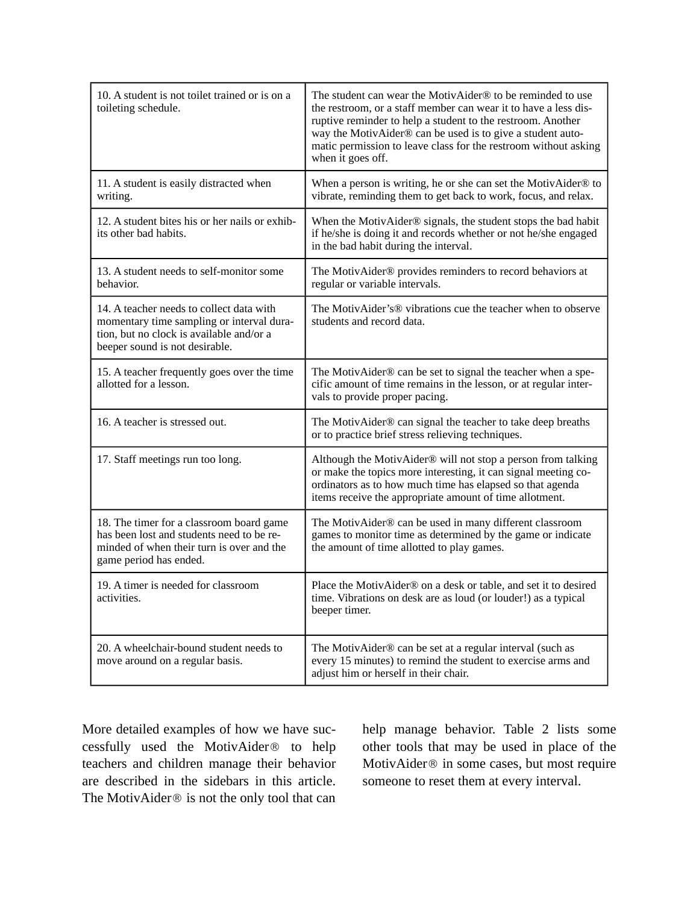| | |
|---|---|
| 10. A student is not toilet trained or is on a toileting schedule. | The student can wear the MotivAider® to be reminded to use the restroom, or a staff member can wear it to have a less disruptive reminder to help a student to the restroom. Another way the MotivAider® can be used is to give a student automatic permission to leave class for the restroom without asking when it goes off. |
| 11. A student is easily distracted when writing. | When a person is writing, he or she can set the MotivAider® to vibrate, reminding them to get back to work, focus, and relax. |
| 12. A student bites his or her nails or exhibits other bad habits. | When the MotivAider® signals, the student stops the bad habit if he/she is doing it and records whether or not he/she engaged in the bad habit during the interval. |
| 13. A student needs to self-monitor some behavior. | The MotivAider® provides reminders to record behaviors at regular or variable intervals. |
| 14. A teacher needs to collect data with momentary time sampling or interval duration, but no clock is available and/or a beeper sound is not desirable. | The MotivAider's® vibrations cue the teacher when to observe students and record data. |
| 15. A teacher frequently goes over the time allotted for a lesson. | The MotivAider® can be set to signal the teacher when a specific amount of time remains in the lesson, or at regular intervals to provide proper pacing. |
| 16. A teacher is stressed out. | The MotivAider® can signal the teacher to take deep breaths or to practice brief stress relieving techniques. |
| 17. Staff meetings run too long. | Although the MotivAider® will not stop a person from talking or make the topics more interesting, it can signal meeting coordinators as to how much time has elapsed so that agenda items receive the appropriate amount of time allotment. |
| 18. The timer for a classroom board game has been lost and students need to be reminded of when their turn is over and the game period has ended. | The MotivAider® can be used in many different classroom games to monitor time as determined by the game or indicate the amount of time allotted to play games. |
| 19. A timer is needed for classroom activities. | Place the MotivAider® on a desk or table, and set it to desired time. Vibrations on desk are as loud (or louder!) as a typical beeper timer. |
| 20. A wheelchair-bound student needs to move around on a regular basis. | The MotivAider® can be set at a regular interval (such as every 15 minutes) to remind the student to exercise arms and adjust him or herself in their chair. |

More detailed examples of how we have successfully used the MotivAider® to help teachers and children manage their behavior are described in the sidebars in this article. The MotivAider® is not the only tool that can help manage behavior. Table 2 lists some other tools that may be used in place of the MotivAider® in some cases, but most require someone to reset them at every interval.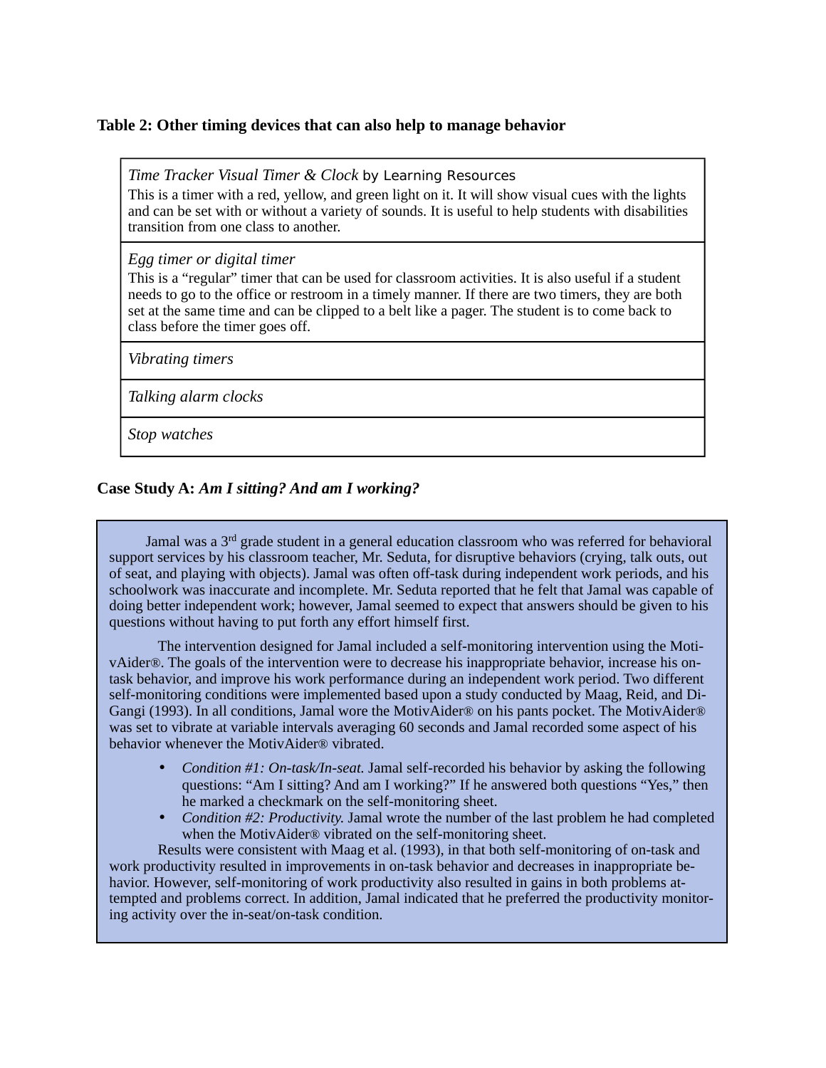**Table 2: Other timing devices that can also help to manage behavior**

| |
|---|
| *Time Tracker Visual Timer & Clock* by Learning Resources<br>This is a timer with a red, yellow, and green light on it. It will show visual cues with the lights and can be set with or without a variety of sounds. It is useful to help students with disabilities transition from one class to another. |
| *Egg timer or digital timer*<br>This is a "regular" timer that can be used for classroom activities. It is also useful if a student needs to go to the office or restroom in a timely manner. If there are two timers, they are both set at the same time and can be clipped to a belt like a pager. The student is to come back to class before the timer goes off. |
| *Vibrating timers* |
| *Talking alarm clocks* |
| *Stop watches* |

**Case Study A: *Am I sitting? And am I working?***

Jamal was a 3rd grade student in a general education classroom who was referred for behavioral support services by his classroom teacher, Mr. Seduta, for disruptive behaviors (crying, talk outs, out of seat, and playing with objects). Jamal was often off-task during independent work periods, and his schoolwork was inaccurate and incomplete. Mr. Seduta reported that he felt that Jamal was capable of doing better independent work; however, Jamal seemed to expect that answers should be given to his questions without having to put forth any effort himself first.

The intervention designed for Jamal included a self-monitoring intervention using the MotivAider®. The goals of the intervention were to decrease his inappropriate behavior, increase his on-task behavior, and improve his work performance during an independent work period. Two different self-monitoring conditions were implemented based upon a study conducted by Maag, Reid, and DiGangi (1993). In all conditions, Jamal wore the MotivAider® on his pants pocket. The MotivAider® was set to vibrate at variable intervals averaging 60 seconds and Jamal recorded some aspect of his behavior whenever the MotivAider® vibrated.

- *Condition #1: On-task/In-seat.* Jamal self-recorded his behavior by asking the following questions: "Am I sitting? And am I working?" If he answered both questions "Yes," then he marked a checkmark on the self-monitoring sheet.
- *Condition #2: Productivity.* Jamal wrote the number of the last problem he had completed when the MotivAider® vibrated on the self-monitoring sheet.

Results were consistent with Maag et al. (1993), in that both self-monitoring of on-task and work productivity resulted in improvements in on-task behavior and decreases in inappropriate behavior. However, self-monitoring of work productivity also resulted in gains in both problems attempted and problems correct. In addition, Jamal indicated that he preferred the productivity monitoring activity over the in-seat/on-task condition.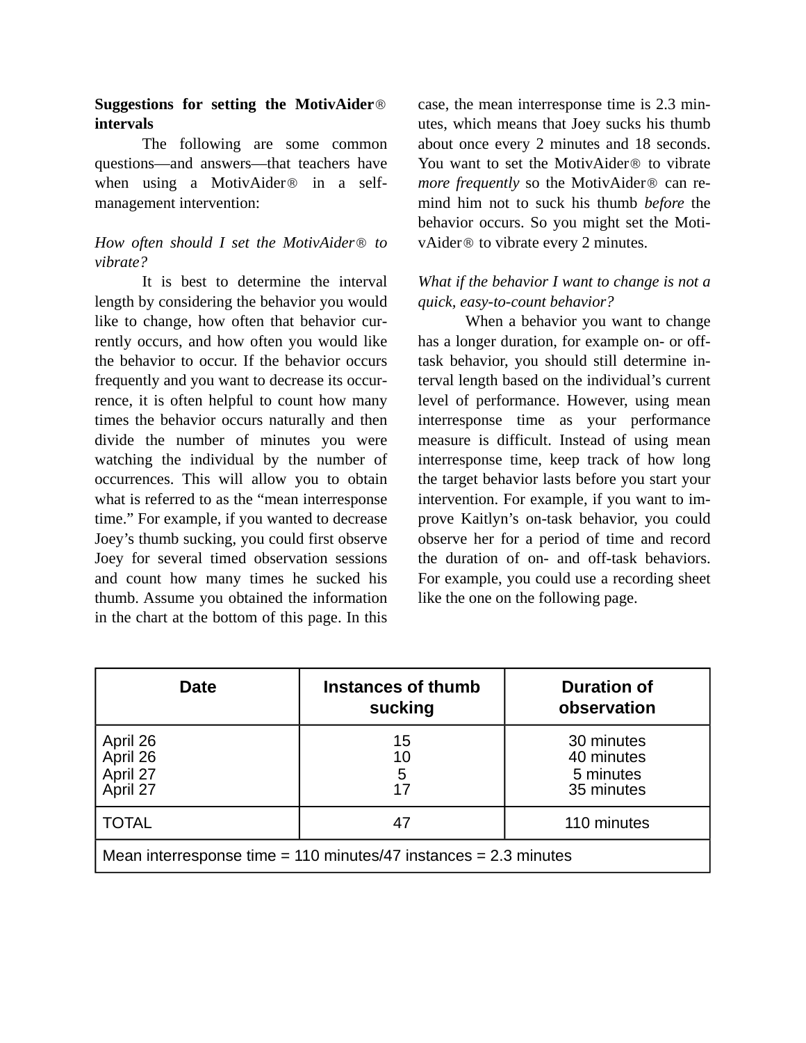**Suggestions for setting the MotivAider® intervals**

The following are some common questions—and answers—that teachers have when using a MotivAider® in a self-management intervention:

*How often should I set the MotivAider® to vibrate?*

It is best to determine the interval length by considering the behavior you would like to change, how often that behavior currently occurs, and how often you would like the behavior to occur. If the behavior occurs frequently and you want to decrease its occurrence, it is often helpful to count how many times the behavior occurs naturally and then divide the number of minutes you were watching the individual by the number of occurrences. This will allow you to obtain what is referred to as the "mean interresponse time." For example, if you wanted to decrease Joey's thumb sucking, you could first observe Joey for several timed observation sessions and count how many times he sucked his thumb. Assume you obtained the information in the chart at the bottom of this page. In this case, the mean interresponse time is 2.3 minutes, which means that Joey sucks his thumb about once every 2 minutes and 18 seconds. You want to set the MotivAider® to vibrate *more frequently* so the MotivAider® can remind him not to suck his thumb *before* the behavior occurs. So you might set the MotivAider® to vibrate every 2 minutes.

*What if the behavior I want to change is not a quick, easy-to-count behavior?*

When a behavior you want to change has a longer duration, for example on- or off-task behavior, you should still determine interval length based on the individual's current level of performance. However, using mean interresponse time as your performance measure is difficult. Instead of using mean interresponse time, keep track of how long the target behavior lasts before you start your intervention. For example, if you want to improve Kaitlyn's on-task behavior, you could observe her for a period of time and record the duration of on- and off-task behaviors. For example, you could use a recording sheet like the one on the following page.

| Date | Instances of thumb sucking | Duration of observation |
|---|---|---|
| April 26<br>April 26<br>April 27<br>April 27 | 15<br>10<br>5<br>17 | 30 minutes<br>40 minutes<br>5 minutes<br>35 minutes |
| TOTAL | 47 | 110 minutes |
| Mean interresponse time = 110 minutes/47 instances = 2.3 minutes | | |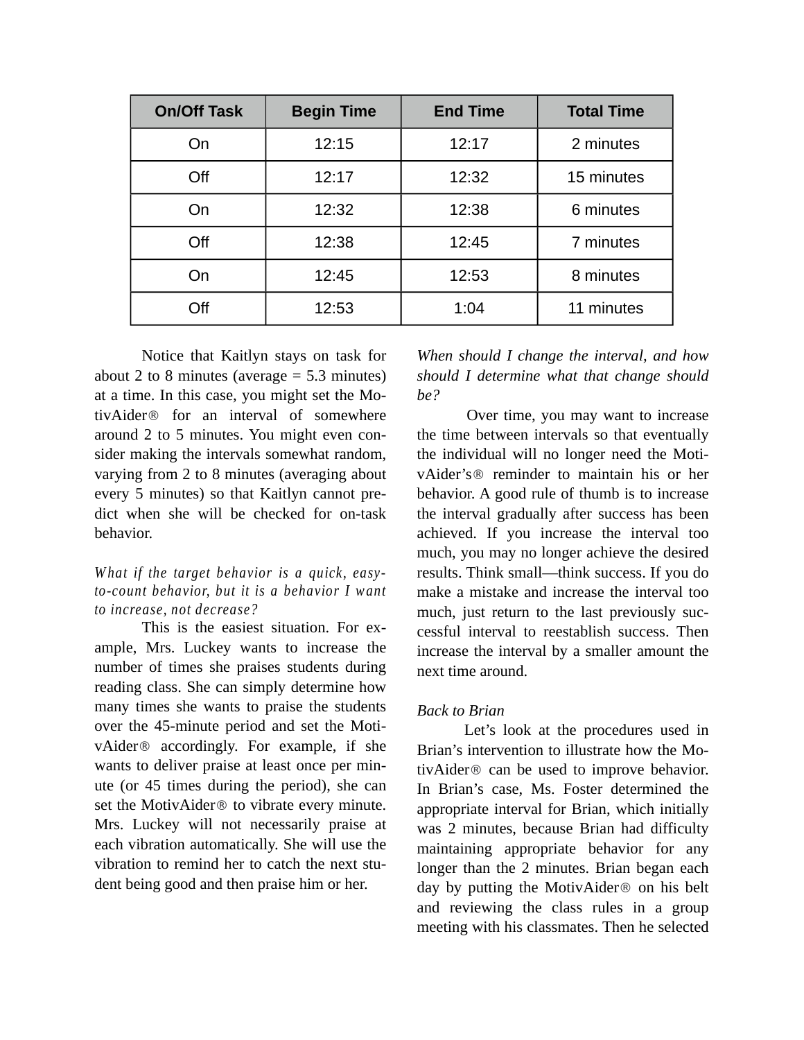| On/Off Task | Begin Time | End Time | Total Time |
|---|---|---|---|
| On | 12:15 | 12:17 | 2 minutes |
| Off | 12:17 | 12:32 | 15 minutes |
| On | 12:32 | 12:38 | 6 minutes |
| Off | 12:38 | 12:45 | 7 minutes |
| On | 12:45 | 12:53 | 8 minutes |
| Off | 12:53 | 1:04 | 11 minutes |

Notice that Kaitlyn stays on task for about 2 to 8 minutes (average = 5.3 minutes) at a time. In this case, you might set the MotivAider® for an interval of somewhere around 2 to 5 minutes. You might even consider making the intervals somewhat random, varying from 2 to 8 minutes (averaging about every 5 minutes) so that Kaitlyn cannot predict when she will be checked for on-task behavior.

*What if the target behavior is a quick, easy-to-count behavior, but it is a behavior I want to increase, not decrease?*

This is the easiest situation. For example, Mrs. Luckey wants to increase the number of times she praises students during reading class. She can simply determine how many times she wants to praise the students over the 45-minute period and set the MotivAider® accordingly. For example, if she wants to deliver praise at least once per minute (or 45 times during the period), she can set the MotivAider® to vibrate every minute. Mrs. Luckey will not necessarily praise at each vibration automatically. She will use the vibration to remind her to catch the next student being good and then praise him or her.

*When should I change the interval, and how should I determine what that change should be?*

Over time, you may want to increase the time between intervals so that eventually the individual will no longer need the MotivAider's® reminder to maintain his or her behavior. A good rule of thumb is to increase the interval gradually after success has been achieved. If you increase the interval too much, you may no longer achieve the desired results. Think small—think success. If you do make a mistake and increase the interval too much, just return to the last previously successful interval to reestablish success. Then increase the interval by a smaller amount the next time around.

*Back to Brian*

Let's look at the procedures used in Brian's intervention to illustrate how the MotivAider® can be used to improve behavior. In Brian's case, Ms. Foster determined the appropriate interval for Brian, which initially was 2 minutes, because Brian had difficulty maintaining appropriate behavior for any longer than the 2 minutes. Brian began each day by putting the MotivAider® on his belt and reviewing the class rules in a group meeting with his classmates. Then he selected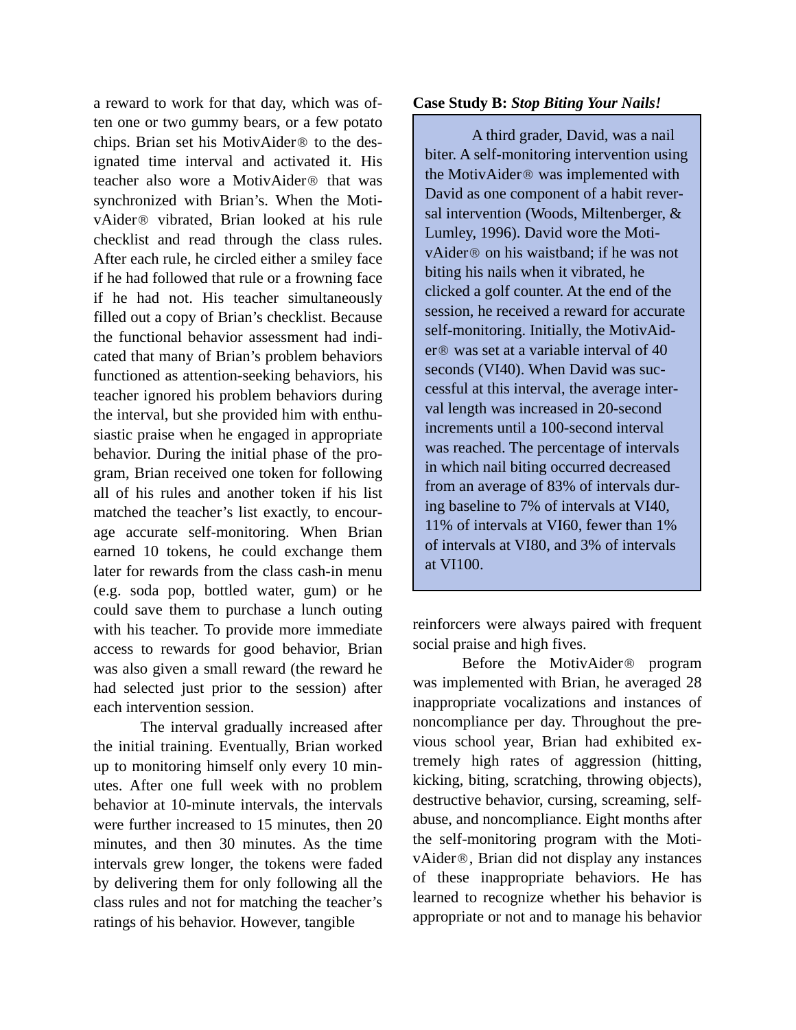a reward to work for that day, which was often one or two gummy bears, or a few potato chips. Brian set his MotivAider® to the designated time interval and activated it. His teacher also wore a MotivAider® that was synchronized with Brian's. When the MotivAider® vibrated, Brian looked at his rule checklist and read through the class rules. After each rule, he circled either a smiley face if he had followed that rule or a frowning face if he had not. His teacher simultaneously filled out a copy of Brian's checklist. Because the functional behavior assessment had indicated that many of Brian's problem behaviors functioned as attention-seeking behaviors, his teacher ignored his problem behaviors during the interval, but she provided him with enthusiastic praise when he engaged in appropriate behavior. During the initial phase of the program, Brian received one token for following all of his rules and another token if his list matched the teacher's list exactly, to encourage accurate self-monitoring. When Brian earned 10 tokens, he could exchange them later for rewards from the class cash-in menu (e.g. soda pop, bottled water, gum) or he could save them to purchase a lunch outing with his teacher. To provide more immediate access to rewards for good behavior, Brian was also given a small reward (the reward he had selected just prior to the session) after each intervention session.

The interval gradually increased after the initial training. Eventually, Brian worked up to monitoring himself only every 10 minutes. After one full week with no problem behavior at 10-minute intervals, the intervals were further increased to 15 minutes, then 20 minutes, and then 30 minutes. As the time intervals grew longer, the tokens were faded by delivering them for only following all the class rules and not for matching the teacher's ratings of his behavior. However, tangible reinforcers were always paired with frequent social praise and high fives.

Before the MotivAider® program was implemented with Brian, he averaged 28 inappropriate vocalizations and instances of noncompliance per day. Throughout the previous school year, Brian had exhibited extremely high rates of aggression (hitting, kicking, biting, scratching, throwing objects), destructive behavior, cursing, screaming, self-abuse, and noncompliance. Eight months after the self-monitoring program with the MotivAider®, Brian did not display any instances of these inappropriate behaviors. He has learned to recognize whether his behavior is appropriate or not and to manage his behavior

**Case Study B:** ***Stop Biting Your Nails!***

> A third grader, David, was a nail biter. A self-monitoring intervention using the MotivAider® was implemented with David as one component of a habit reversal intervention (Woods, Miltenberger, & Lumley, 1996). David wore the MotivAider® on his waistband; if he was not biting his nails when it vibrated, he clicked a golf counter. At the end of the session, he received a reward for accurate self-monitoring. Initially, the MotivAider® was set at a variable interval of 40 seconds (VI40). When David was successful at this interval, the average interval length was increased in 20-second increments until a 100-second interval was reached. The percentage of intervals in which nail biting occurred decreased from an average of 83% of intervals during baseline to 7% of intervals at VI40, 11% of intervals at VI60, fewer than 1% of intervals at VI80, and 3% of intervals at VI100.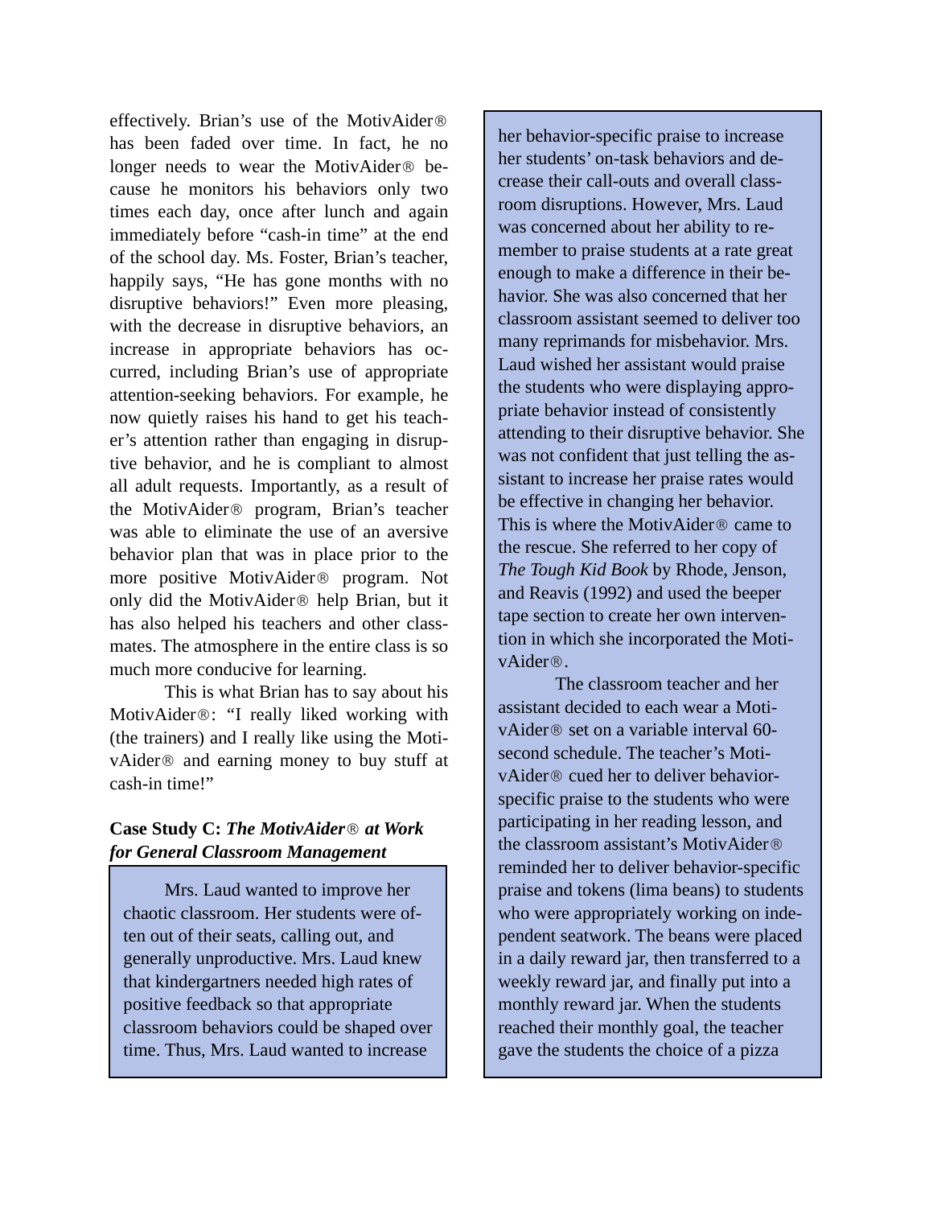effectively. Brian's use of the MotivAider® has been faded over time. In fact, he no longer needs to wear the MotivAider® because he monitors his behaviors only two times each day, once after lunch and again immediately before "cash-in time" at the end of the school day. Ms. Foster, Brian's teacher, happily says, "He has gone months with no disruptive behaviors!" Even more pleasing, with the decrease in disruptive behaviors, an increase in appropriate behaviors has occurred, including Brian's use of appropriate attention-seeking behaviors. For example, he now quietly raises his hand to get his teacher's attention rather than engaging in disruptive behavior, and he is compliant to almost all adult requests. Importantly, as a result of the MotivAider® program, Brian's teacher was able to eliminate the use of an aversive behavior plan that was in place prior to the more positive MotivAider® program. Not only did the MotivAider® help Brian, but it has also helped his teachers and other classmates. The atmosphere in the entire class is so much more conducive for learning.

This is what Brian has to say about his MotivAider®: "I really liked working with (the trainers) and I really like using the MotivAider® and earning money to buy stuff at cash-in time!"

### Case Study C: *The MotivAider® at Work for General Classroom Management*

Mrs. Laud wanted to improve her chaotic classroom. Her students were often out of their seats, calling out, and generally unproductive. Mrs. Laud knew that kindergartners needed high rates of positive feedback so that appropriate classroom behaviors could be shaped over time. Thus, Mrs. Laud wanted to increase her behavior-specific praise to increase her students' on-task behaviors and decrease their call-outs and overall classroom disruptions. However, Mrs. Laud was concerned about her ability to remember to praise students at a rate great enough to make a difference in their behavior. She was also concerned that her classroom assistant seemed to deliver too many reprimands for misbehavior. Mrs. Laud wished her assistant would praise the students who were displaying appropriate behavior instead of consistently attending to their disruptive behavior. She was not confident that just telling the assistant to increase her praise rates would be effective in changing her behavior. This is where the MotivAider® came to the rescue. She referred to her copy of *The Tough Kid Book* by Rhode, Jenson, and Reavis (1992) and used the beeper tape section to create her own intervention in which she incorporated the MotivAider®.

The classroom teacher and her assistant decided to each wear a MotivAider® set on a variable interval 60-second schedule. The teacher's MotivAider® cued her to deliver behavior-specific praise to the students who were participating in her reading lesson, and the classroom assistant's MotivAider® reminded her to deliver behavior-specific praise and tokens (lima beans) to students who were appropriately working on independent seatwork. The beans were placed in a daily reward jar, then transferred to a weekly reward jar, and finally put into a monthly reward jar. When the students reached their monthly goal, the teacher gave the students the choice of a pizza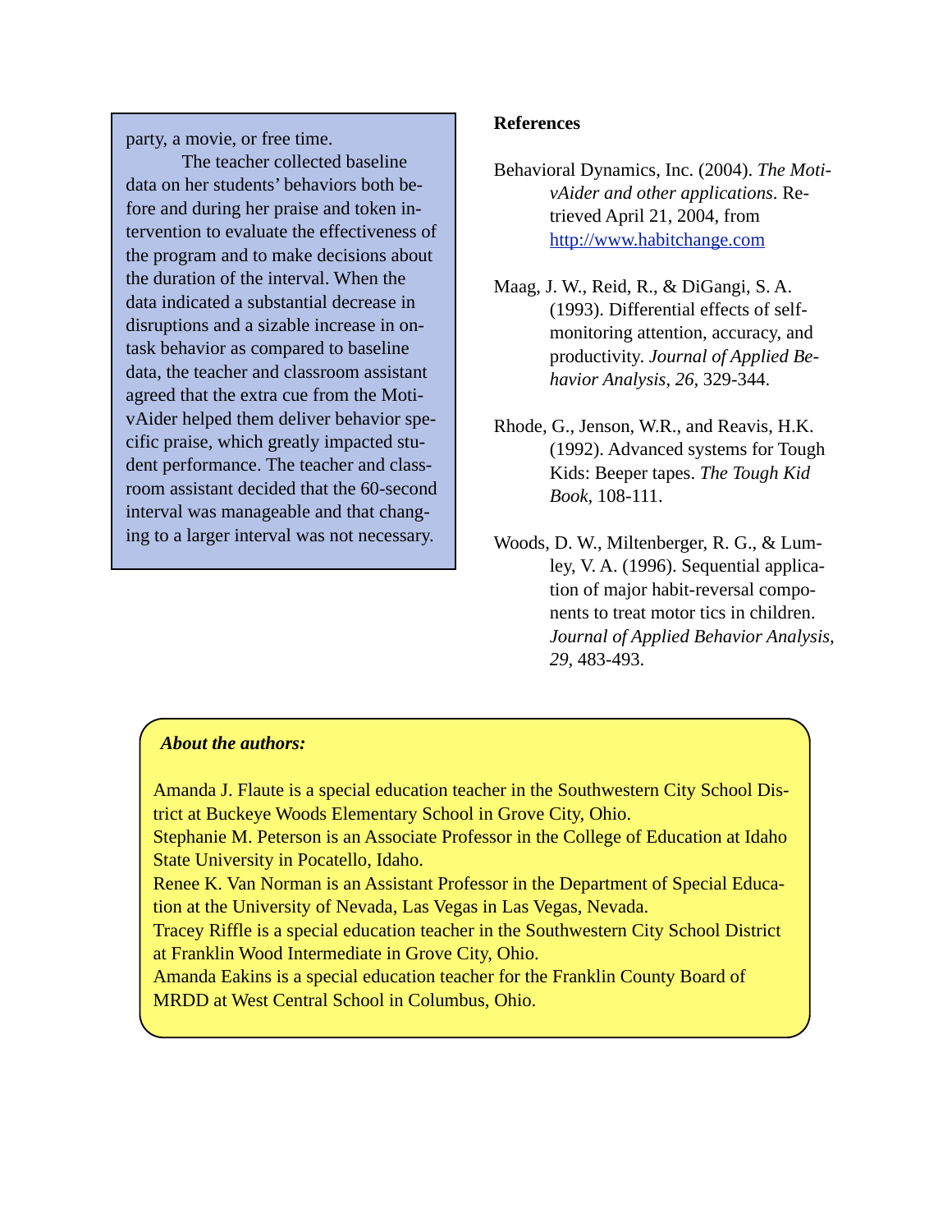party, a movie, or free time.

The teacher collected baseline data on her students' behaviors both before and during her praise and token intervention to evaluate the effectiveness of the program and to make decisions about the duration of the interval. When the data indicated a substantial decrease in disruptions and a sizable increase in on-task behavior as compared to baseline data, the teacher and classroom assistant agreed that the extra cue from the MotivAider helped them deliver behavior specific praise, which greatly impacted student performance. The teacher and classroom assistant decided that the 60-second interval was manageable and that changing to a larger interval was not necessary.

## References

Behavioral Dynamics, Inc. (2004). *The MotivAider and other applications*. Retrieved April 21, 2004, from http://www.habitchange.com

Maag, J. W., Reid, R., & DiGangi, S. A. (1993). Differential effects of self-monitoring attention, accuracy, and productivity. *Journal of Applied Behavior Analysis, 26*, 329-344.

Rhode, G., Jenson, W.R., and Reavis, H.K. (1992). Advanced systems for Tough Kids: Beeper tapes. *The Tough Kid Book*, 108-111.

Woods, D. W., Miltenberger, R. G., & Lumley, V. A. (1996). Sequential application of major habit-reversal components to treat motor tics in children. *Journal of Applied Behavior Analysis, 29*, 483-493.

***About the authors:***

Amanda J. Flaute is a special education teacher in the Southwestern City School District at Buckeye Woods Elementary School in Grove City, Ohio.
Stephanie M. Peterson is an Associate Professor in the College of Education at Idaho State University in Pocatello, Idaho.
Renee K. Van Norman is an Assistant Professor in the Department of Special Education at the University of Nevada, Las Vegas in Las Vegas, Nevada.
Tracey Riffle is a special education teacher in the Southwestern City School District at Franklin Wood Intermediate in Grove City, Ohio.
Amanda Eakins is a special education teacher for the Franklin County Board of MRDD at West Central School in Columbus, Ohio.